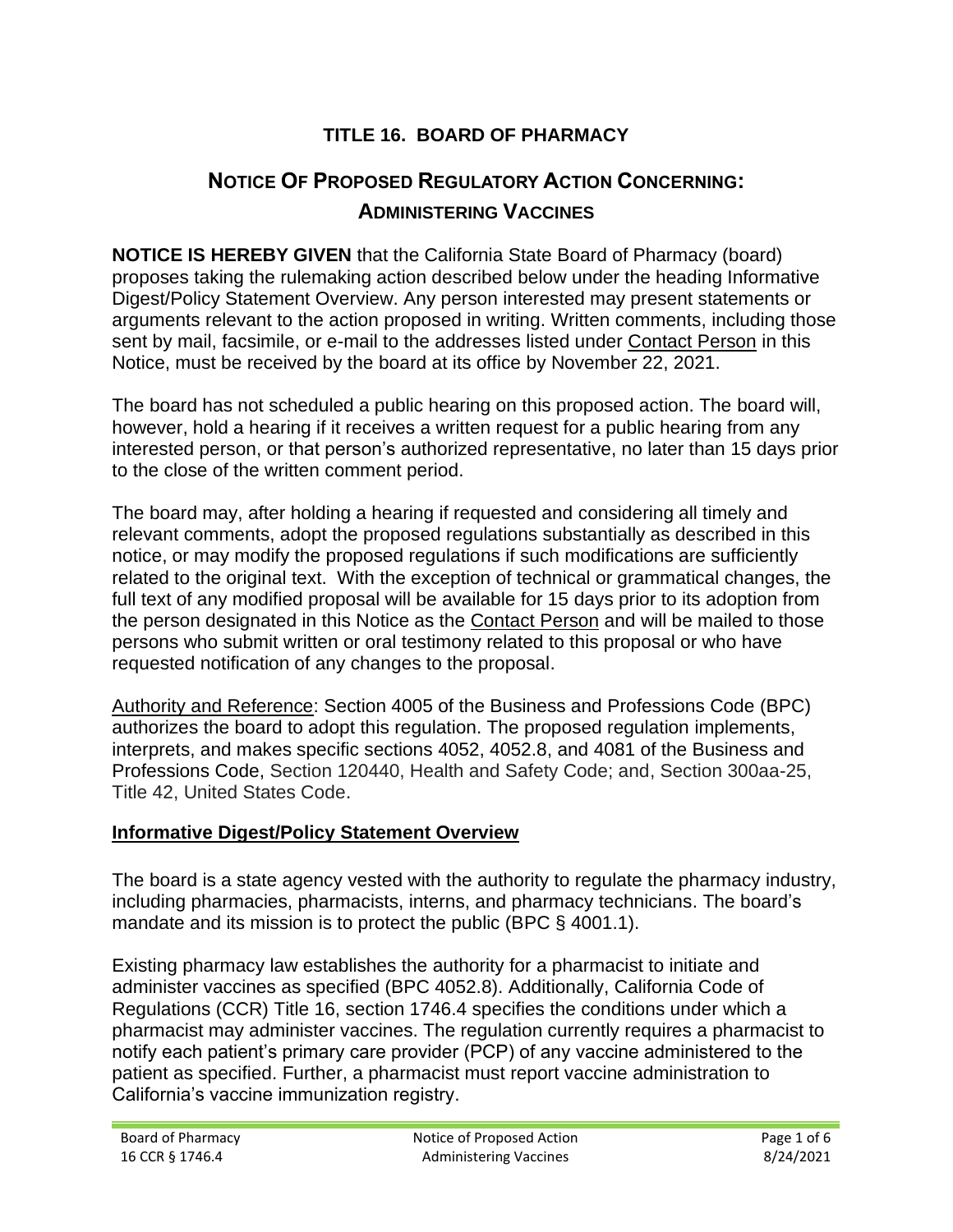## TITLE 16. BOARD OF PHARMACY

# NOTICE OF PROPOSED REGULATORY ACTION CONCERNING: ADMINISTERING VACCINES

**NOTICE IS HEREBY GIVEN** that the California State Board of Pharmacy (board) proposes taking the rulemaking action described below under the heading Informative Digest/Policy Statement Overview. Any person interested may present statements or arguments relevant to the action proposed in writing. Written comments, including those sent by mail, facsimile, or e-mail to the addresses listed under Contact Person in this Notice, must be received by the board at its office by November 22, 2021.

The board has not scheduled a public hearing on this proposed action. The board will, however, hold a hearing if it receives a written request for a public hearing from any interested person, or that person's authorized representative, no later than 15 days prior to the close of the written comment period.

The board may, after holding a hearing if requested and considering all timely and relevant comments, adopt the proposed regulations substantially as described in this notice, or may modify the proposed regulations if such modifications are sufficiently related to the original text. With the exception of technical or grammatical changes, the full text of any modified proposal will be available for 15 days prior to its adoption from the person designated in this Notice as the Contact Person and will be mailed to those persons who submit written or oral testimony related to this proposal or who have requested notification of any changes to the proposal.

Authority and Reference: Section 4005 of the Business and Professions Code (BPC) authorizes the board to adopt this regulation. The proposed regulation implements, interprets, and makes specific sections 4052, 4052.8, and 4081 of the Business and Professions Code, Section 120440, Health and Safety Code; and, Section 300aa-25, Title 42, United States Code.

### Informative Digest/Policy Statement Overview

The board is a state agency vested with the authority to regulate the pharmacy industry, including pharmacies, pharmacists, interns, and pharmacy technicians. The board's mandate and its mission is to protect the public (BPC § 4001.1).

Existing pharmacy law establishes the authority for a pharmacist to initiate and administer vaccines as specified (BPC 4052.8). Additionally, California Code of Regulations (CCR) Title 16, section 1746.4 specifies the conditions under which a pharmacist may administer vaccines. The regulation currently requires a pharmacist to notify each patient's primary care provider (PCP) of any vaccine administered to the patient as specified. Further, a pharmacist must report vaccine administration to California's vaccine immunization registry.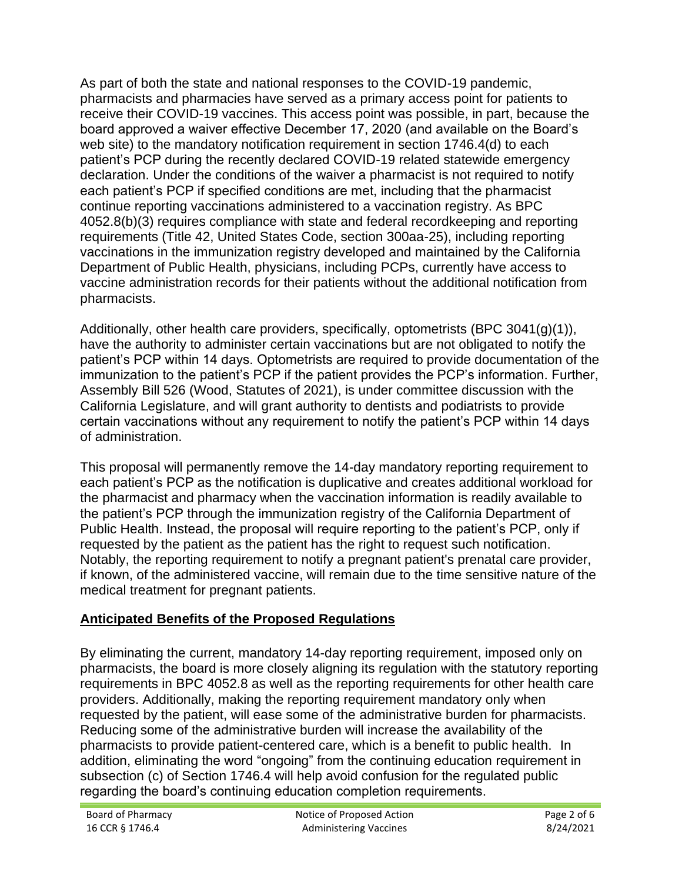As part of both the state and national responses to the COVID-19 pandemic, pharmacists and pharmacies have served as a primary access point for patients to receive their COVID-19 vaccines. This access point was possible, in part, because the board approved a waiver effective December 17, 2020 (and available on the Board's web site) to the mandatory notification requirement in section 1746.4(d) to each patient's PCP during the recently declared COVID-19 related statewide emergency declaration. Under the conditions of the waiver a pharmacist is not required to notify each patient's PCP if specified conditions are met, including that the pharmacist continue reporting vaccinations administered to a vaccination registry. As BPC 4052.8(b)(3) requires compliance with state and federal recordkeeping and reporting requirements (Title 42, United States Code, section 300aa-25), including reporting vaccinations in the immunization registry developed and maintained by the California Department of Public Health, physicians, including PCPs, currently have access to vaccine administration records for their patients without the additional notification from pharmacists.

Additionally, other health care providers, specifically, optometrists (BPC 3041(g)(1)), have the authority to administer certain vaccinations but are not obligated to notify the patient's PCP within 14 days. Optometrists are required to provide documentation of the immunization to the patient's PCP if the patient provides the PCP's information. Further, Assembly Bill 526 (Wood, Statutes of 2021), is under committee discussion with the California Legislature, and will grant authority to dentists and podiatrists to provide certain vaccinations without any requirement to notify the patient's PCP within 14 days of administration.

This proposal will permanently remove the 14-day mandatory reporting requirement to each patient's PCP as the notification is duplicative and creates additional workload for the pharmacist and pharmacy when the vaccination information is readily available to the patient's PCP through the immunization registry of the California Department of Public Health. Instead, the proposal will require reporting to the patient's PCP, only if requested by the patient as the patient has the right to request such notification. Notably, the reporting requirement to notify a pregnant patient's prenatal care provider, if known, of the administered vaccine, will remain due to the time sensitive nature of the medical treatment for pregnant patients.

## Anticipated Benefits of the Proposed Regulations

By eliminating the current, mandatory 14-day reporting requirement, imposed only on pharmacists, the board is more closely aligning its regulation with the statutory reporting requirements in BPC 4052.8 as well as the reporting requirements for other health care providers. Additionally, making the reporting requirement mandatory only when requested by the patient, will ease some of the administrative burden for pharmacists. Reducing some of the administrative burden will increase the availability of the pharmacists to provide patient-centered care, which is a benefit to public health. In addition, eliminating the word "ongoing" from the continuing education requirement in subsection (c) of Section 1746.4 will help avoid confusion for the regulated public regarding the board's continuing education completion requirements.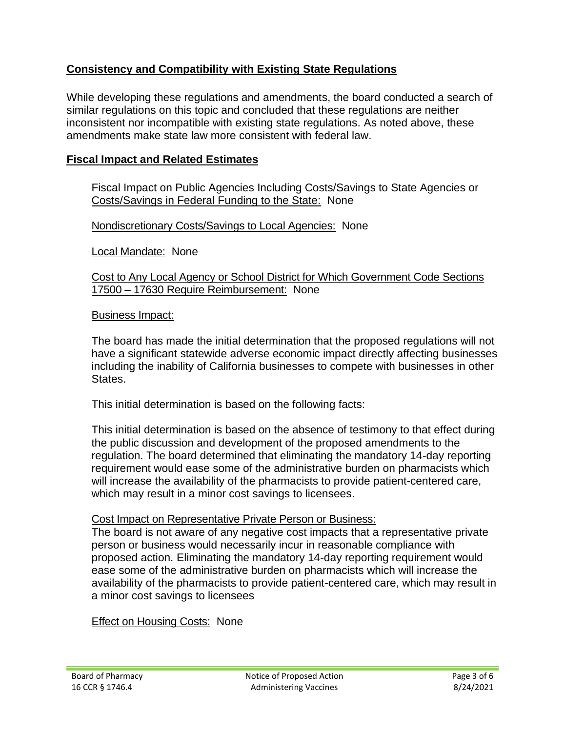## **Consistency and Compatibility with Existing State Regulations**

While developing these regulations and amendments, the board conducted a search of similar regulations on this topic and concluded that these regulations are neither inconsistent nor incompatible with existing state regulations. As noted above, these amendments make state law more consistent with federal law.

## **Fiscal Impact and Related Estimates**

Fiscal Impact on Public Agencies Including Costs/Savings to State Agencies or Costs/Savings in Federal Funding to the State: None

Nondiscretionary Costs/Savings to Local Agencies: None

Local Mandate: None

Cost to Any Local Agency or School District for Which Government Code Sections 17500 – 17630 Require Reimbursement: None

Business Impact:

The board has made the initial determination that the proposed regulations will not have a significant statewide adverse economic impact directly affecting businesses including the inability of California businesses to compete with businesses in other States.

This initial determination is based on the following facts:

This initial determination is based on the absence of testimony to that effect during the public discussion and development of the proposed amendments to the regulation. The board determined that eliminating the mandatory 14-day reporting requirement would ease some of the administrative burden on pharmacists which will increase the availability of the pharmacists to provide patient-centered care, which may result in a minor cost savings to licensees.

Cost Impact on Representative Private Person or Business:
The board is not aware of any negative cost impacts that a representative private person or business would necessarily incur in reasonable compliance with proposed action. Eliminating the mandatory 14-day reporting requirement would ease some of the administrative burden on pharmacists which will increase the availability of the pharmacists to provide patient-centered care, which may result in a minor cost savings to licensees

Effect on Housing Costs: None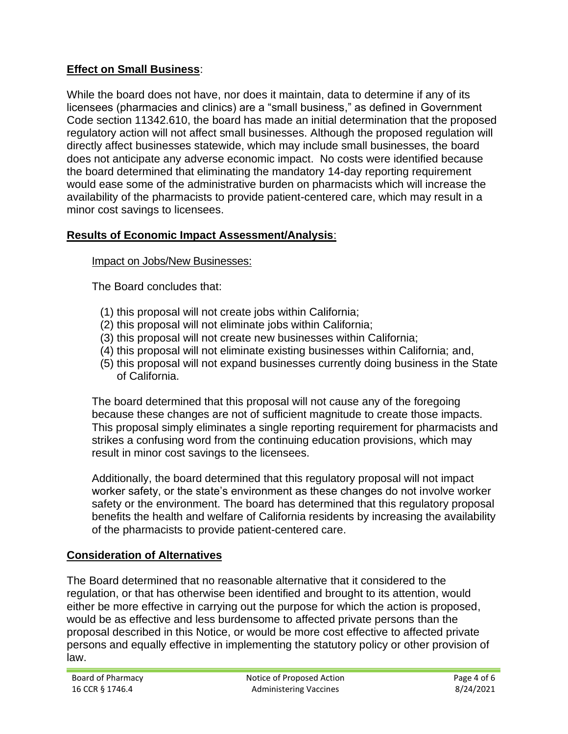**Effect on Small Business**:

While the board does not have, nor does it maintain, data to determine if any of its licensees (pharmacies and clinics) are a "small business," as defined in Government Code section 11342.610, the board has made an initial determination that the proposed regulatory action will not affect small businesses. Although the proposed regulation will directly affect businesses statewide, which may include small businesses, the board does not anticipate any adverse economic impact. No costs were identified because the board determined that eliminating the mandatory 14-day reporting requirement would ease some of the administrative burden on pharmacists which will increase the availability of the pharmacists to provide patient-centered care, which may result in a minor cost savings to licensees.

**Results of Economic Impact Assessment/Analysis**:

Impact on Jobs/New Businesses:

The Board concludes that:

(1) this proposal will not create jobs within California;
(2) this proposal will not eliminate jobs within California;
(3) this proposal will not create new businesses within California;
(4) this proposal will not eliminate existing businesses within California; and,
(5) this proposal will not expand businesses currently doing business in the State of California.

The board determined that this proposal will not cause any of the foregoing because these changes are not of sufficient magnitude to create those impacts. This proposal simply eliminates a single reporting requirement for pharmacists and strikes a confusing word from the continuing education provisions, which may result in minor cost savings to the licensees.

Additionally, the board determined that this regulatory proposal will not impact worker safety, or the state's environment as these changes do not involve worker safety or the environment. The board has determined that this regulatory proposal benefits the health and welfare of California residents by increasing the availability of the pharmacists to provide patient-centered care.

**Consideration of Alternatives**

The Board determined that no reasonable alternative that it considered to the regulation, or that has otherwise been identified and brought to its attention, would either be more effective in carrying out the purpose for which the action is proposed, would be as effective and less burdensome to affected private persons than the proposal described in this Notice, or would be more cost effective to affected private persons and equally effective in implementing the statutory policy or other provision of law.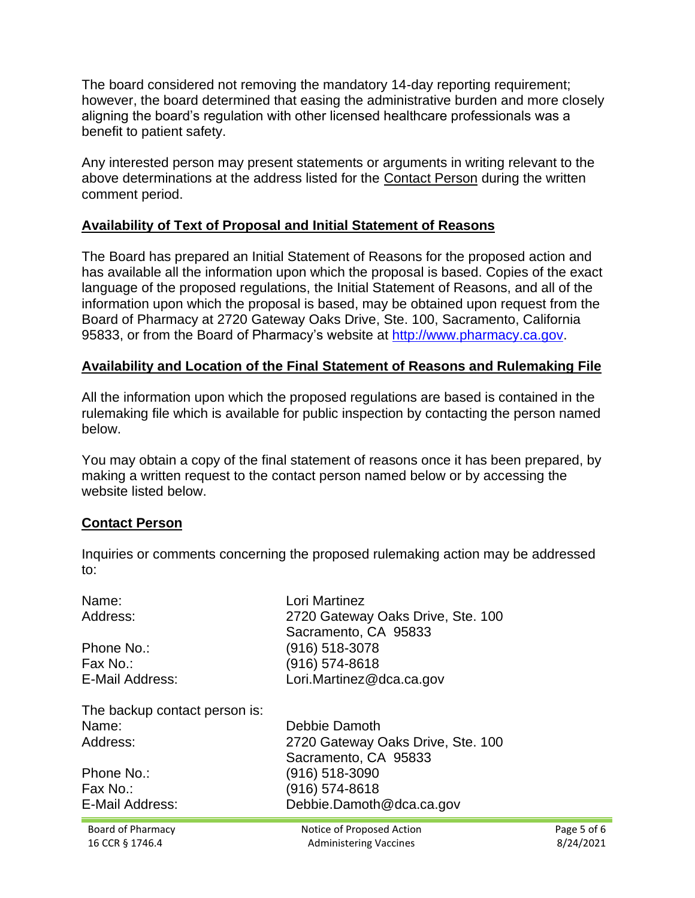The board considered not removing the mandatory 14-day reporting requirement; however, the board determined that easing the administrative burden and more closely aligning the board's regulation with other licensed healthcare professionals was a benefit to patient safety.

Any interested person may present statements or arguments in writing relevant to the above determinations at the address listed for the Contact Person during the written comment period.

## Availability of Text of Proposal and Initial Statement of Reasons

The Board has prepared an Initial Statement of Reasons for the proposed action and has available all the information upon which the proposal is based. Copies of the exact language of the proposed regulations, the Initial Statement of Reasons, and all of the information upon which the proposal is based, may be obtained upon request from the Board of Pharmacy at 2720 Gateway Oaks Drive, Ste. 100, Sacramento, California 95833, or from the Board of Pharmacy's website at http://www.pharmacy.ca.gov.

## Availability and Location of the Final Statement of Reasons and Rulemaking File

All the information upon which the proposed regulations are based is contained in the rulemaking file which is available for public inspection by contacting the person named below.

You may obtain a copy of the final statement of reasons once it has been prepared, by making a written request to the contact person named below or by accessing the website listed below.

## Contact Person

Inquiries or comments concerning the proposed rulemaking action may be addressed to:

| | |
|---|---|
| Name: | Lori Martinez |
| Address: | 2720 Gateway Oaks Drive, Ste. 100<br>Sacramento, CA 95833 |
| Phone No.: | (916) 518-3078 |
| Fax No.: | (916) 574-8618 |
| E-Mail Address: | Lori.Martinez@dca.ca.gov |

The backup contact person is:

| | |
|---|---|
| Name: | Debbie Damoth |
| Address: | 2720 Gateway Oaks Drive, Ste. 100<br>Sacramento, CA 95833 |
| Phone No.: | (916) 518-3090 |
| Fax No.: | (916) 574-8618 |
| E-Mail Address: | Debbie.Damoth@dca.ca.gov |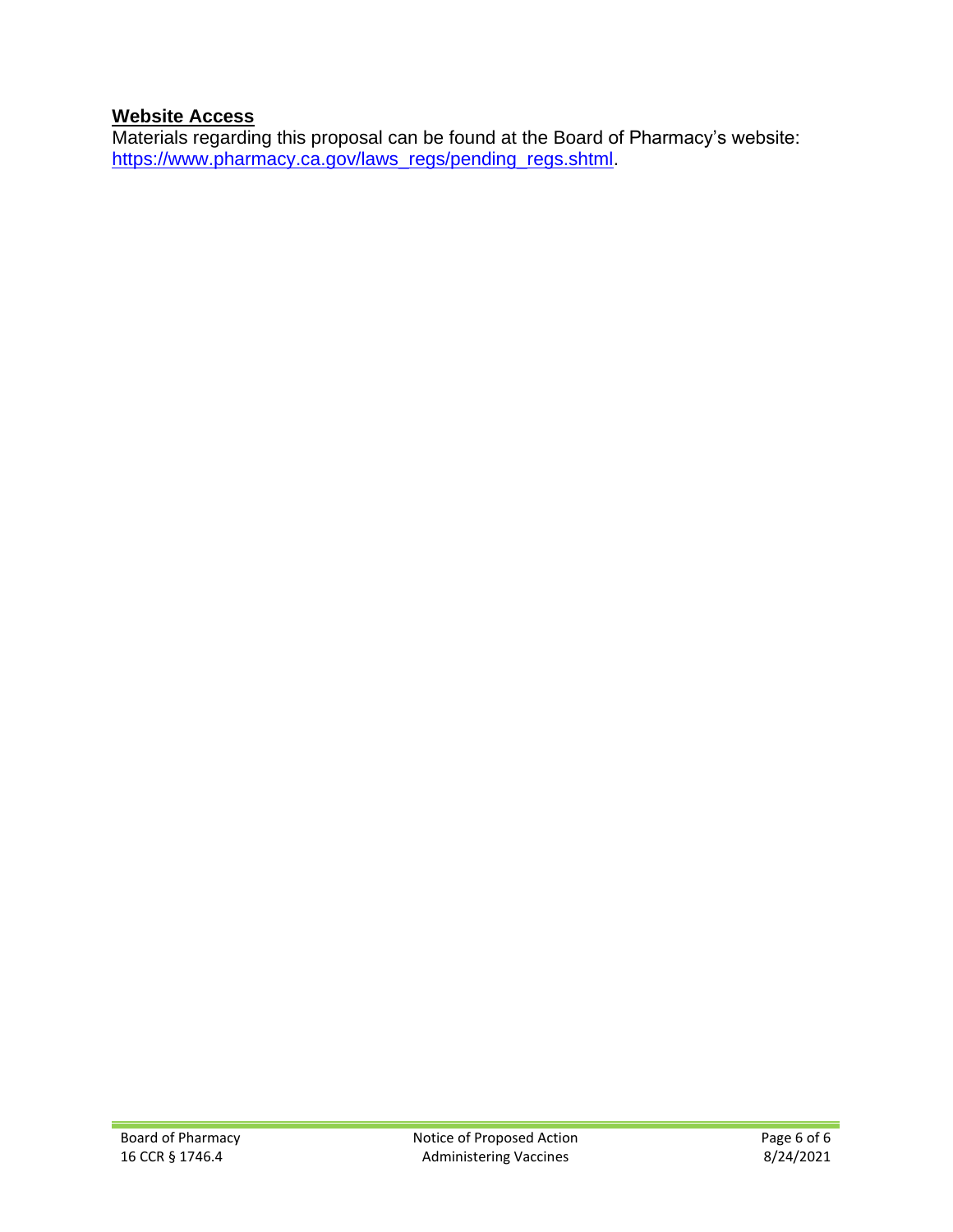## Website Access

Materials regarding this proposal can be found at the Board of Pharmacy's website: https://www.pharmacy.ca.gov/laws_regs/pending_regs.shtml.